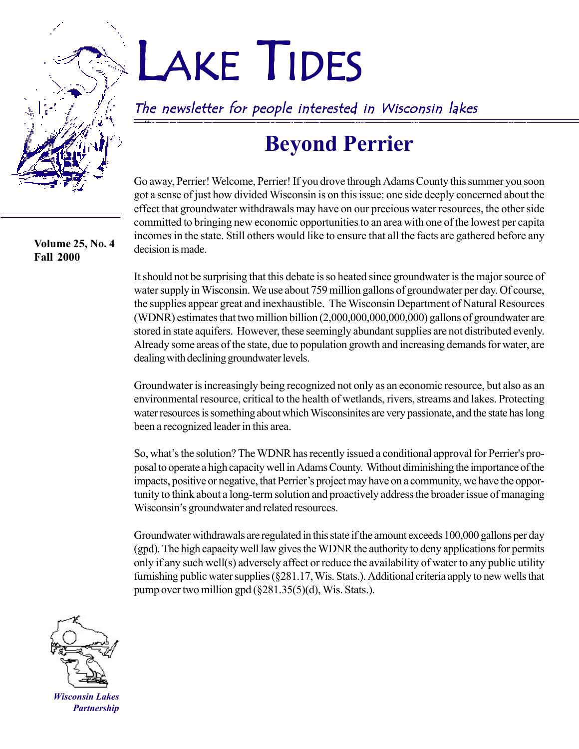# Lake Tides

*The newsletter for people interested in Wisconsin lakes*

**Volume 25, No. 4**
**Fall 2000**

## Beyond Perrier

Go away, Perrier! Welcome, Perrier! If you drove through Adams County this summer you soon got a sense of just how divided Wisconsin is on this issue: one side deeply concerned about the effect that groundwater withdrawals may have on our precious water resources, the other side committed to bringing new economic opportunities to an area with one of the lowest per capita incomes in the state. Still others would like to ensure that all the facts are gathered before any decision is made.

It should not be surprising that this debate is so heated since groundwater is the major source of water supply in Wisconsin. We use about 759 million gallons of groundwater per day. Of course, the supplies appear great and inexhaustible. The Wisconsin Department of Natural Resources (WDNR) estimates that two million billion (2,000,000,000,000,000) gallons of groundwater are stored in state aquifers. However, these seemingly abundant supplies are not distributed evenly. Already some areas of the state, due to population growth and increasing demands for water, are dealing with declining groundwater levels.

Groundwater is increasingly being recognized not only as an economic resource, but also as an environmental resource, critical to the health of wetlands, rivers, streams and lakes. Protecting water resources is something about which Wisconsinites are very passionate, and the state has long been a recognized leader in this area.

So, what's the solution? The WDNR has recently issued a conditional approval for Perrier's proposal to operate a high capacity well in Adams County. Without diminishing the importance of the impacts, positive or negative, that Perrier's project may have on a community, we have the opportunity to think about a long-term solution and proactively address the broader issue of managing Wisconsin's groundwater and related resources.

Groundwater withdrawals are regulated in this state if the amount exceeds 100,000 gallons per day (gpd). The high capacity well law gives the WDNR the authority to deny applications for permits only if any such well(s) adversely affect or reduce the availability of water to any public utility furnishing public water supplies (§281.17, Wis. Stats.). Additional criteria apply to new wells that pump over two million gpd (§281.35(5)(d), Wis. Stats.).

*Wisconsin Lakes Partnership*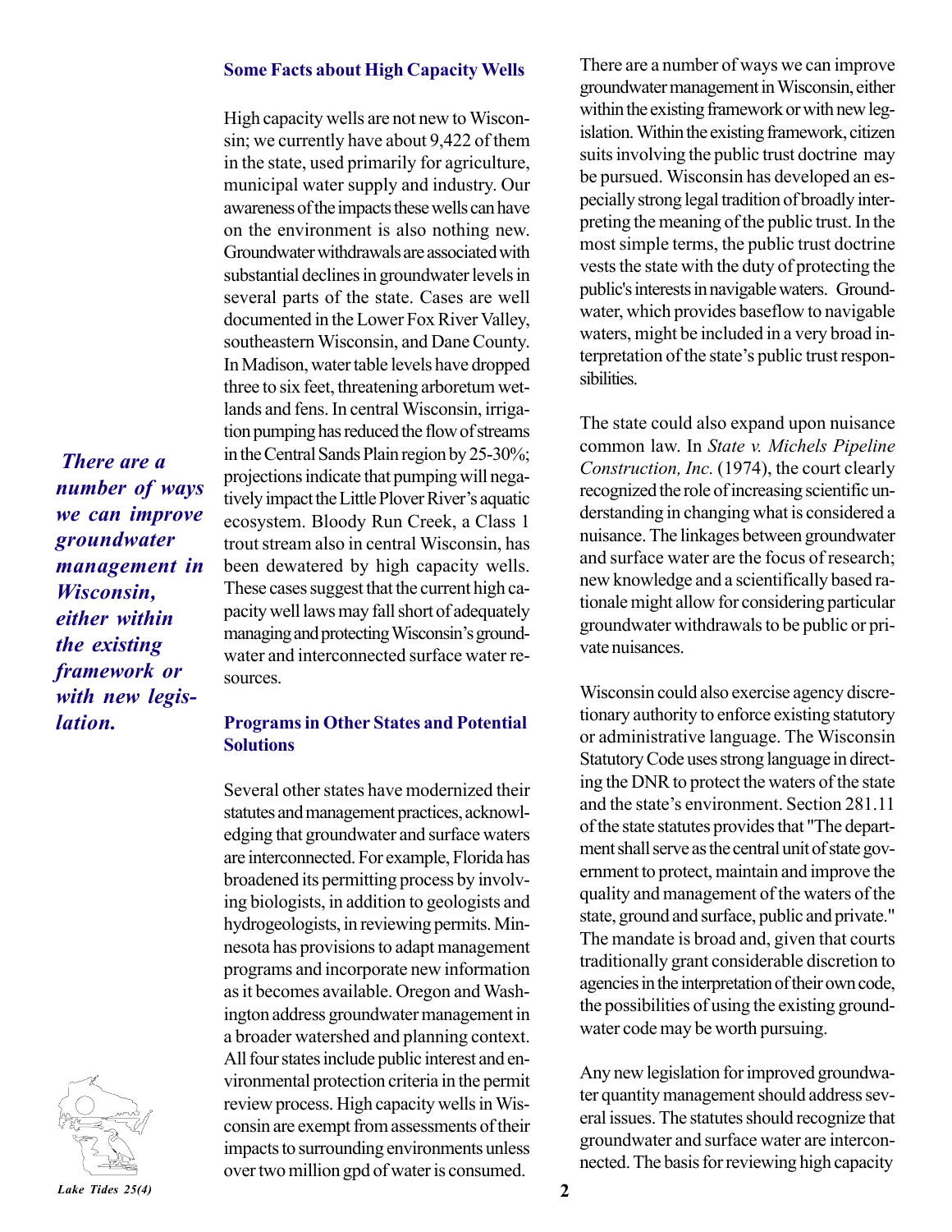## Some Facts about High Capacity Wells

High capacity wells are not new to Wisconsin; we currently have about 9,422 of them in the state, used primarily for agriculture, municipal water supply and industry. Our awareness of the impacts these wells can have on the environment is also nothing new. Groundwater withdrawals are associated with substantial declines in groundwater levels in several parts of the state. Cases are well documented in the Lower Fox River Valley, southeastern Wisconsin, and Dane County. In Madison, water table levels have dropped three to six feet, threatening arboretum wetlands and fens. In central Wisconsin, irrigation pumping has reduced the flow of streams in the Central Sands Plain region by 25-30%; projections indicate that pumping will negatively impact the Little Plover River's aquatic ecosystem. Bloody Run Creek, a Class 1 trout stream also in central Wisconsin, has been dewatered by high capacity wells. These cases suggest that the current high capacity well laws may fall short of adequately managing and protecting Wisconsin's groundwater and interconnected surface water resources.

***There are a number of ways we can improve groundwater management in Wisconsin, either within the existing framework or with new legislation.***

## Programs in Other States and Potential Solutions

Several other states have modernized their statutes and management practices, acknowledging that groundwater and surface waters are interconnected. For example, Florida has broadened its permitting process by involving biologists, in addition to geologists and hydrogeologists, in reviewing permits. Minnesota has provisions to adapt management programs and incorporate new information as it becomes available. Oregon and Washington address groundwater management in a broader watershed and planning context. All four states include public interest and environmental protection criteria in the permit review process. High capacity wells in Wisconsin are exempt from assessments of their impacts to surrounding environments unless over two million gpd of water is consumed.

There are a number of ways we can improve groundwater management in Wisconsin, either within the existing framework or with new legislation. Within the existing framework, citizen suits involving the public trust doctrine may be pursued. Wisconsin has developed an especially strong legal tradition of broadly interpreting the meaning of the public trust. In the most simple terms, the public trust doctrine vests the state with the duty of protecting the public's interests in navigable waters. Groundwater, which provides baseflow to navigable waters, might be included in a very broad interpretation of the state's public trust responsibilities.

The state could also expand upon nuisance common law. In *State v. Michels Pipeline Construction, Inc.* (1974), the court clearly recognized the role of increasing scientific understanding in changing what is considered a nuisance. The linkages between groundwater and surface water are the focus of research; new knowledge and a scientifically based rationale might allow for considering particular groundwater withdrawals to be public or private nuisances.

Wisconsin could also exercise agency discretionary authority to enforce existing statutory or administrative language. The Wisconsin Statutory Code uses strong language in directing the DNR to protect the waters of the state and the state's environment. Section 281.11 of the state statutes provides that "The department shall serve as the central unit of state government to protect, maintain and improve the quality and management of the waters of the state, ground and surface, public and private." The mandate is broad and, given that courts traditionally grant considerable discretion to agencies in the interpretation of their own code, the possibilities of using the existing groundwater code may be worth pursuing.

Any new legislation for improved groundwater quantity management should address several issues. The statutes should recognize that groundwater and surface water are interconnected. The basis for reviewing high capacity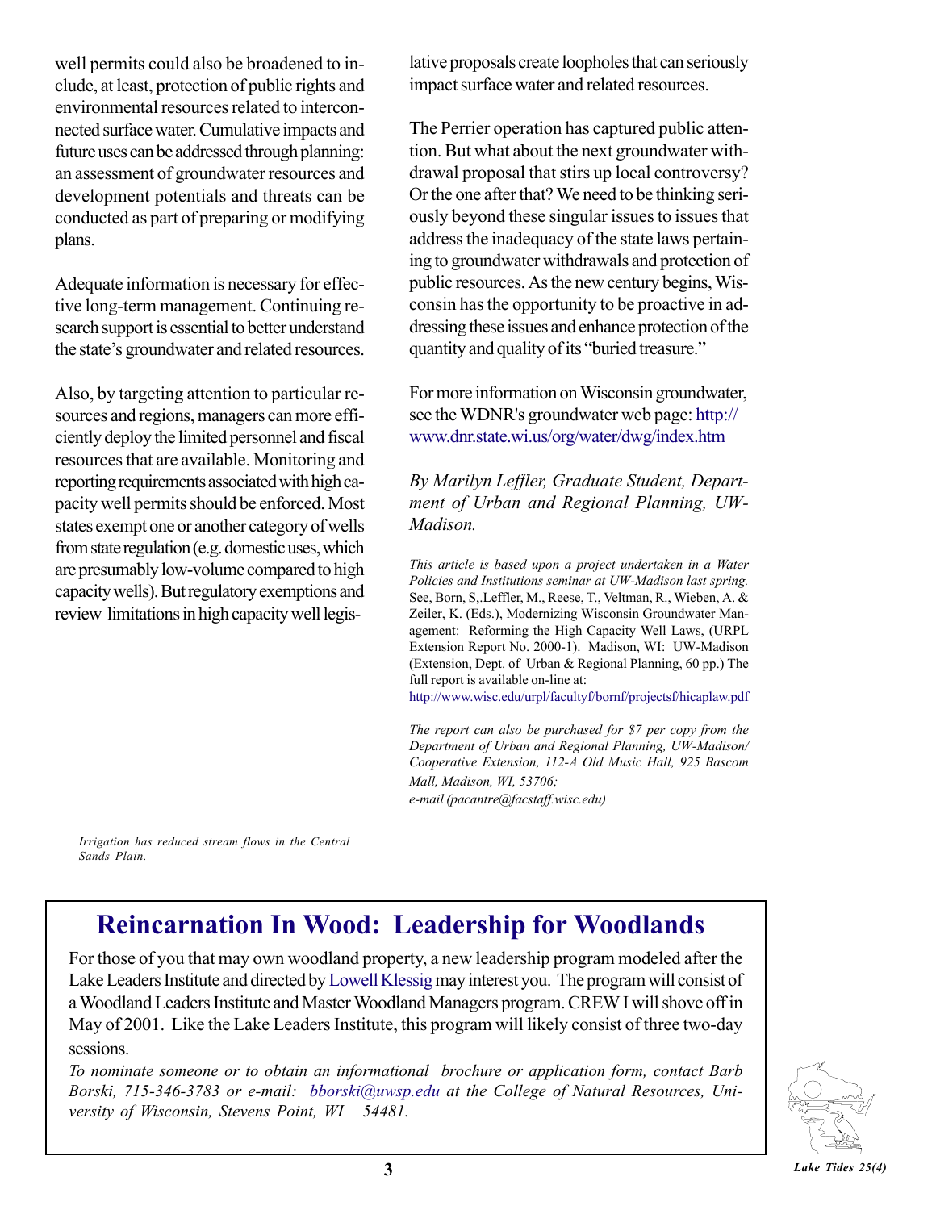well permits could also be broadened to include, at least, protection of public rights and environmental resources related to interconnected surface water. Cumulative impacts and future uses can be addressed through planning: an assessment of groundwater resources and development potentials and threats can be conducted as part of preparing or modifying plans.

Adequate information is necessary for effective long-term management. Continuing research support is essential to better understand the state's groundwater and related resources.

Also, by targeting attention to particular resources and regions, managers can more efficiently deploy the limited personnel and fiscal resources that are available. Monitoring and reporting requirements associated with high capacity well permits should be enforced. Most states exempt one or another category of wells from state regulation (e.g. domestic uses, which are presumably low-volume compared to high capacity wells). But regulatory exemptions and review limitations in high capacity well legislative proposals create loopholes that can seriously impact surface water and related resources.

The Perrier operation has captured public attention. But what about the next groundwater withdrawal proposal that stirs up local controversy? Or the one after that? We need to be thinking seriously beyond these singular issues to issues that address the inadequacy of the state laws pertaining to groundwater withdrawals and protection of public resources. As the new century begins, Wisconsin has the opportunity to be proactive in addressing these issues and enhance protection of the quantity and quality of its "buried treasure."

For more information on Wisconsin groundwater, see the WDNR's groundwater web page: http://www.dnr.state.wi.us/org/water/dwg/index.htm

*By Marilyn Leffler, Graduate Student, Department of Urban and Regional Planning, UW-Madison.*

*This article is based upon a project undertaken in a Water Policies and Institutions seminar at UW-Madison last spring.* See, Born, S,.Leffler, M., Reese, T., Veltman, R., Wieben, A. & Zeiler, K. (Eds.), Modernizing Wisconsin Groundwater Management: Reforming the High Capacity Well Laws, (URPL Extension Report No. 2000-1). Madison, WI: UW-Madison (Extension, Dept. of Urban & Regional Planning, 60 pp.) The full report is available on-line at:
http://www.wisc.edu/urpl/facultyf/bornf/projectsf/hicaplaw.pdf

*The report can also be purchased for $7 per copy from the Department of Urban and Regional Planning, UW-Madison/ Cooperative Extension, 112-A Old Music Hall, 925 Bascom Mall, Madison, WI, 53706;*
*e-mail (pacantre@facstaff.wisc.edu)*

*Irrigation has reduced stream flows in the Central Sands Plain.*

## Reincarnation In Wood: Leadership for Woodlands

For those of you that may own woodland property, a new leadership program modeled after the Lake Leaders Institute and directed by Lowell Klessig may interest you. The program will consist of a Woodland Leaders Institute and Master Woodland Managers program. CREW I will shove off in May of 2001. Like the Lake Leaders Institute, this program will likely consist of three two-day sessions.

*To nominate someone or to obtain an informational brochure or application form, contact Barb Borski, 715-346-3783 or e-mail: bborski@uwsp.edu at the College of Natural Resources, University of Wisconsin, Stevens Point, WI 54481.*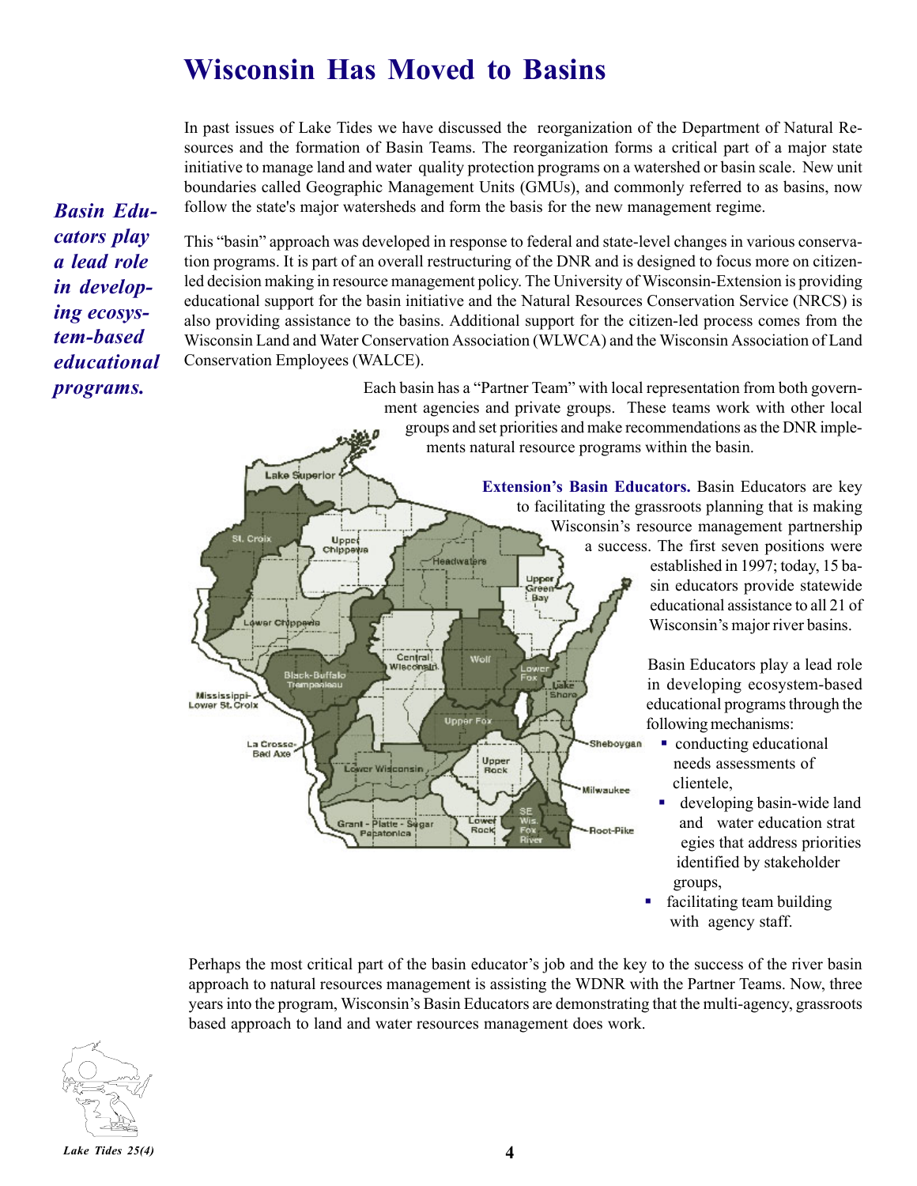# Wisconsin Has Moved to Basins

In past issues of Lake Tides we have discussed the reorganization of the Department of Natural Resources and the formation of Basin Teams. The reorganization forms a critical part of a major state initiative to manage land and water quality protection programs on a watershed or basin scale. New unit boundaries called Geographic Management Units (GMUs), and commonly referred to as basins, now follow the state's major watersheds and form the basis for the new management regime.

***Basin Educators play a lead role in developing ecosystem-based educational programs.***

This "basin" approach was developed in response to federal and state-level changes in various conservation programs. It is part of an overall restructuring of the DNR and is designed to focus more on citizen-led decision making in resource management policy. The University of Wisconsin-Extension is providing educational support for the basin initiative and the Natural Resources Conservation Service (NRCS) is also providing assistance to the basins. Additional support for the citizen-led process comes from the Wisconsin Land and Water Conservation Association (WLWCA) and the Wisconsin Association of Land Conservation Employees (WALCE).

Each basin has a "Partner Team" with local representation from both government agencies and private groups. These teams work with other local groups and set priorities and make recommendations as the DNR implements natural resource programs within the basin.

**Extension's Basin Educators.** Basin Educators are key to facilitating the grassroots planning that is making Wisconsin's resource management partnership a success. The first seven positions were established in 1997; today, 15 basin educators provide statewide educational assistance to all 21 of Wisconsin's major river basins.

Basin Educators play a lead role in developing ecosystem-based educational programs through the following mechanisms:

- conducting educational needs assessments of clientele,
- developing basin-wide land and water education strategies that address priorities identified by stakeholder groups,
- facilitating team building with agency staff.

Perhaps the most critical part of the basin educator's job and the key to the success of the river basin approach to natural resources management is assisting the WDNR with the Partner Teams. Now, three years into the program, Wisconsin's Basin Educators are demonstrating that the multi-agency, grassroots based approach to land and water resources management does work.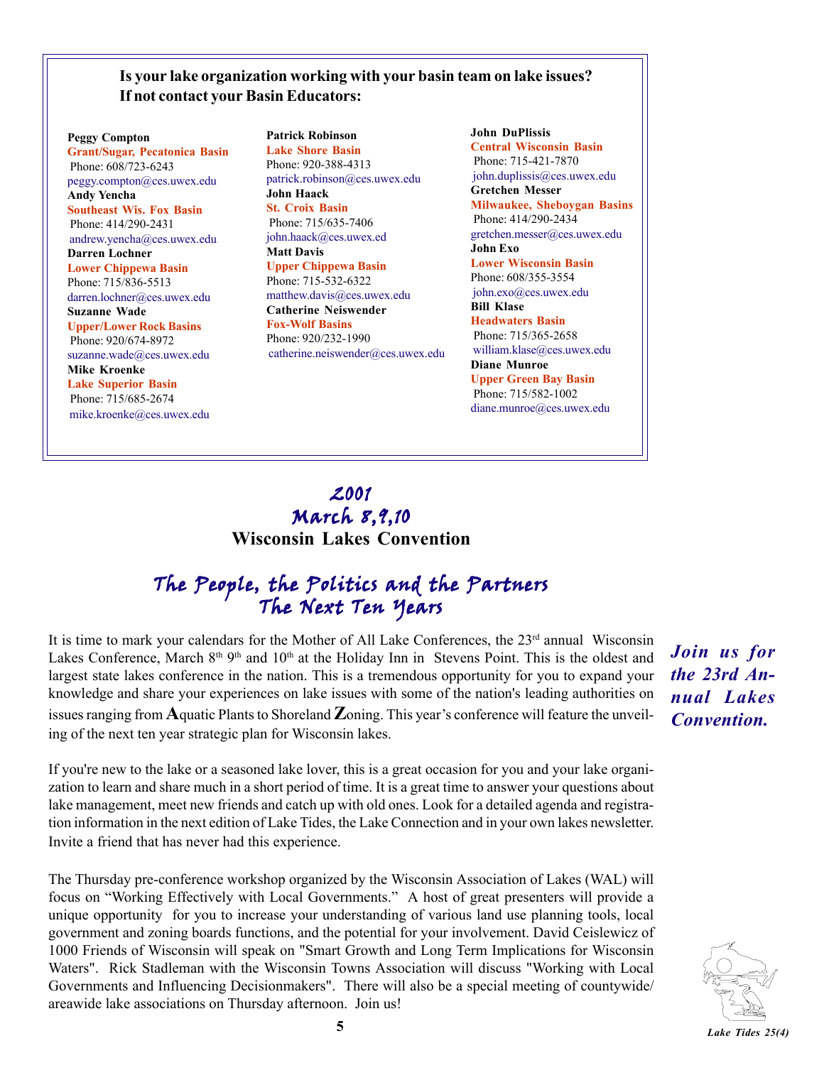**Is your lake organization working with your basin team on lake issues? If not contact your Basin Educators:**

**Peggy Compton**
**Grant/Sugar, Pecatonica Basin**
Phone: 608/723-6243
peggy.compton@ces.uwex.edu

**Andy Yencha**
**Southeast Wis. Fox Basin**
Phone: 414/290-2431
andrew.yencha@ces.uwex.edu

**Darren Lochner**
**Lower Chippewa Basin**
Phone: 715/836-5513
darren.lochner@ces.uwex.edu

**Suzanne Wade**
**Upper/Lower Rock Basins**
Phone: 920/674-8972
suzanne.wade@ces.uwex.edu

**Mike Kroenke**
**Lake Superior Basin**
Phone: 715/685-2674
mike.kroenke@ces.uwex.edu

**Patrick Robinson**
**Lake Shore Basin**
Phone: 920-388-4313
patrick.robinson@ces.uwex.edu

**John Haack**
**St. Croix Basin**
Phone: 715/635-7406
john.haack@ces.uwex.ed

**Matt Davis**
**Upper Chippewa Basin**
Phone: 715-532-6322
matthew.davis@ces.uwex.edu

**Catherine Neiswender**
**Fox-Wolf Basins**
Phone: 920/232-1990
catherine.neiswender@ces.uwex.edu

**John DuPlissis**
**Central Wisconsin Basin**
Phone: 715-421-7870
john.duplissis@ces.uwex.edu

**Gretchen Messer**
**Milwaukee, Sheboygan Basins**
Phone: 414/290-2434
gretchen.messer@ces.uwex.edu

**John Exo**
**Lower Wisconsin Basin**
Phone: 608/355-3554
john.exo@ces.uwex.edu

**Bill Klase**
**Headwaters Basin**
Phone: 715/365-2658
william.klase@ces.uwex.edu

**Diane Munroe**
**Upper Green Bay Basin**
Phone: 715/582-1002
diane.munroe@ces.uwex.edu

# 2001
# March 8,9,10
# Wisconsin Lakes Convention

## The People, the Politics and the Partners
## The Next Ten Years

*Join us for the 23rd Annual Lakes Convention.*

It is time to mark your calendars for the Mother of All Lake Conferences, the 23rd annual Wisconsin Lakes Conference, March 8th 9th and 10th at the Holiday Inn in Stevens Point. This is the oldest and largest state lakes conference in the nation. This is a tremendous opportunity for you to expand your knowledge and share your experiences on lake issues with some of the nation's leading authorities on issues ranging from **A**quatic Plants to Shoreland **Z**oning. This year's conference will feature the unveiling of the next ten year strategic plan for Wisconsin lakes.

If you're new to the lake or a seasoned lake lover, this is a great occasion for you and your lake organization to learn and share much in a short period of time. It is a great time to answer your questions about lake management, meet new friends and catch up with old ones. Look for a detailed agenda and registration information in the next edition of Lake Tides, the Lake Connection and in your own lakes newsletter. Invite a friend that has never had this experience.

The Thursday pre-conference workshop organized by the Wisconsin Association of Lakes (WAL) will focus on "Working Effectively with Local Governments." A host of great presenters will provide a unique opportunity for you to increase your understanding of various land use planning tools, local government and zoning boards functions, and the potential for your involvement. David Ceislewicz of 1000 Friends of Wisconsin will speak on "Smart Growth and Long Term Implications for Wisconsin Waters". Rick Stadleman with the Wisconsin Towns Association will discuss "Working with Local Governments and Influencing Decisionmakers". There will also be a special meeting of countywide/areawide lake associations on Thursday afternoon. Join us!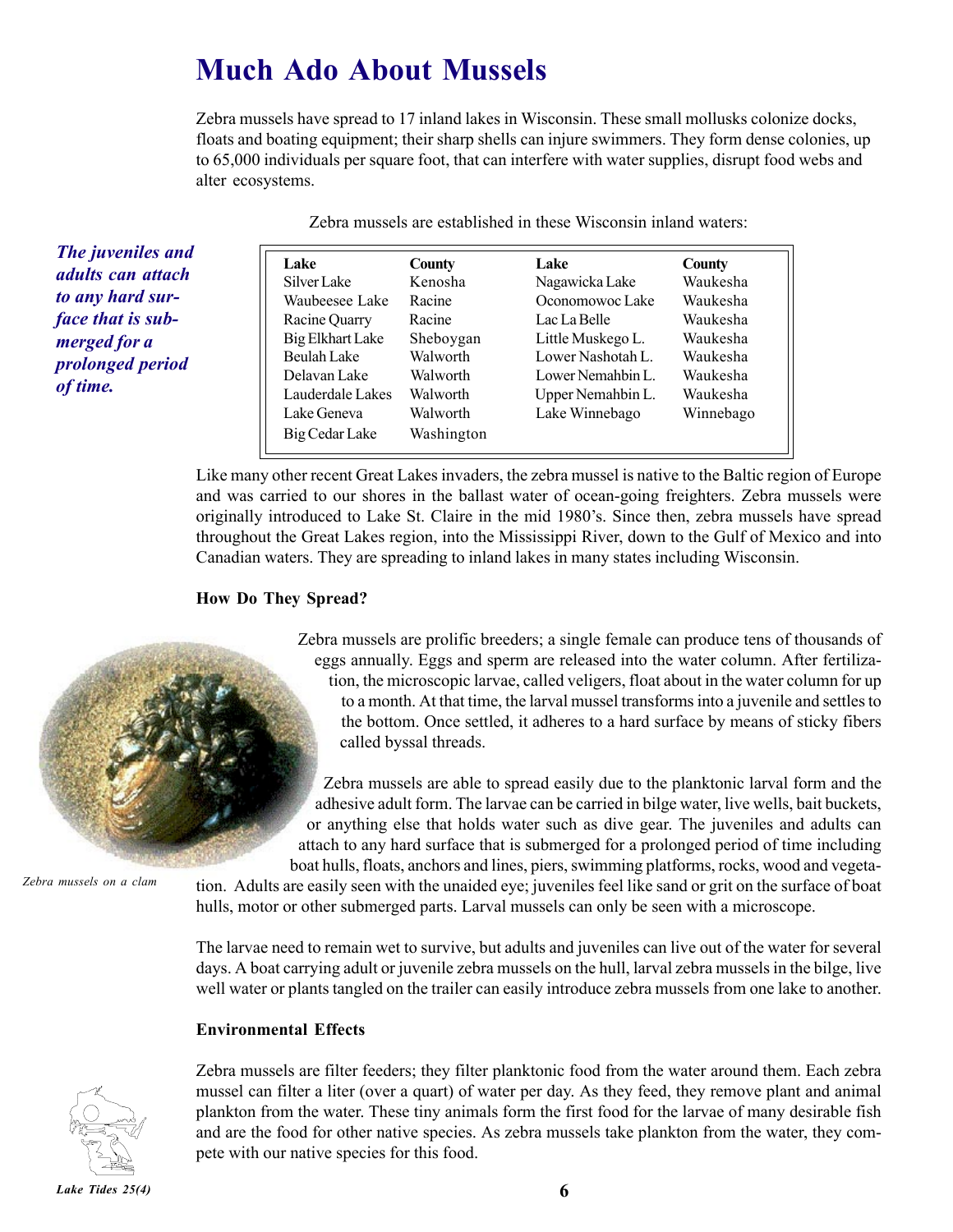# Much Ado About Mussels

Zebra mussels have spread to 17 inland lakes in Wisconsin. These small mollusks colonize docks, floats and boating equipment; their sharp shells can injure swimmers. They form dense colonies, up to 65,000 individuals per square foot, that can interfere with water supplies, disrupt food webs and alter ecosystems.

*The juveniles and adults can attach to any hard surface that is submerged for a prolonged period of time.*

Zebra mussels are established in these Wisconsin inland waters:

| Lake | County | Lake | County |
|---|---|---|---|
| Silver Lake | Kenosha | Nagawicka Lake | Waukesha |
| Waubeesee Lake | Racine | Oconomowoc Lake | Waukesha |
| Racine Quarry | Racine | Lac La Belle | Waukesha |
| Big Elkhart Lake | Sheboygan | Little Muskego L. | Waukesha |
| Beulah Lake | Walworth | Lower Nashotah L. | Waukesha |
| Delavan Lake | Walworth | Lower Nemahbin L. | Waukesha |
| Lauderdale Lakes | Walworth | Upper Nemahbin L. | Waukesha |
| Lake Geneva | Walworth | Lake Winnebago | Winnebago |
| Big Cedar Lake | Washington | | |

Like many other recent Great Lakes invaders, the zebra mussel is native to the Baltic region of Europe and was carried to our shores in the ballast water of ocean-going freighters. Zebra mussels were originally introduced to Lake St. Claire in the mid 1980's. Since then, zebra mussels have spread throughout the Great Lakes region, into the Mississippi River, down to the Gulf of Mexico and into Canadian waters. They are spreading to inland lakes in many states including Wisconsin.

### How Do They Spread?

Zebra mussels are prolific breeders; a single female can produce tens of thousands of eggs annually. Eggs and sperm are released into the water column. After fertilization, the microscopic larvae, called veligers, float about in the water column for up to a month. At that time, the larval mussel transforms into a juvenile and settles to the bottom. Once settled, it adheres to a hard surface by means of sticky fibers called byssal threads.

Zebra mussels are able to spread easily due to the planktonic larval form and the adhesive adult form. The larvae can be carried in bilge water, live wells, bait buckets, or anything else that holds water such as dive gear. The juveniles and adults can attach to any hard surface that is submerged for a prolonged period of time including boat hulls, floats, anchors and lines, piers, swimming platforms, rocks, wood and vegetation. Adults are easily seen with the unaided eye; juveniles feel like sand or grit on the surface of boat hulls, motor or other submerged parts. Larval mussels can only be seen with a microscope.

*Zebra mussels on a clam*

The larvae need to remain wet to survive, but adults and juveniles can live out of the water for several days. A boat carrying adult or juvenile zebra mussels on the hull, larval zebra mussels in the bilge, live well water or plants tangled on the trailer can easily introduce zebra mussels from one lake to another.

### Environmental Effects

Zebra mussels are filter feeders; they filter planktonic food from the water around them. Each zebra mussel can filter a liter (over a quart) of water per day. As they feed, they remove plant and animal plankton from the water. These tiny animals form the first food for the larvae of many desirable fish and are the food for other native species. As zebra mussels take plankton from the water, they compete with our native species for this food.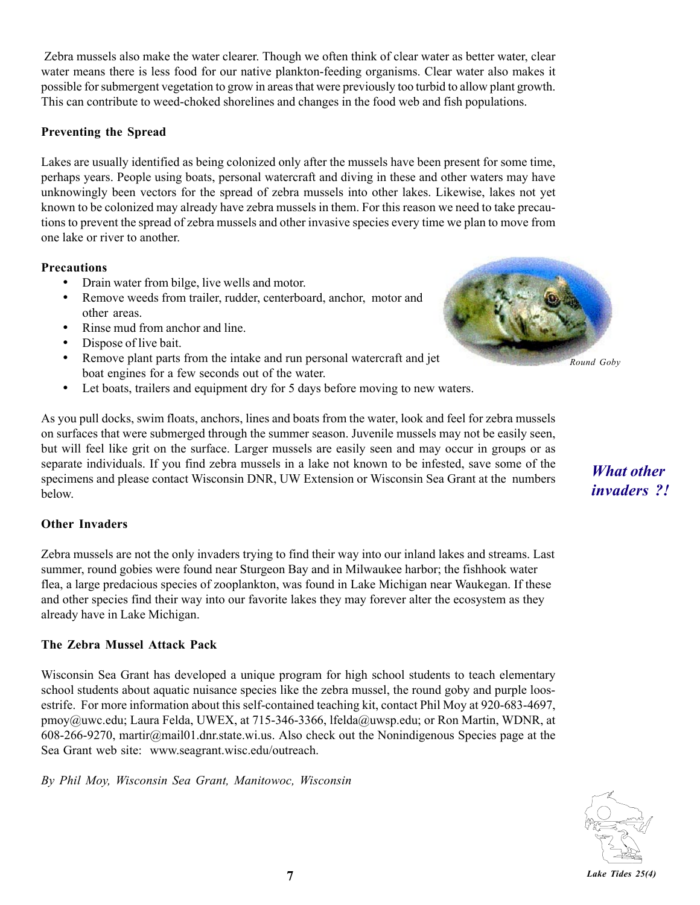Zebra mussels also make the water clearer. Though we often think of clear water as better water, clear water means there is less food for our native plankton-feeding organisms. Clear water also makes it possible for submergent vegetation to grow in areas that were previously too turbid to allow plant growth. This can contribute to weed-choked shorelines and changes in the food web and fish populations.

**Preventing the Spread**

Lakes are usually identified as being colonized only after the mussels have been present for some time, perhaps years. People using boats, personal watercraft and diving in these and other waters may have unknowingly been vectors for the spread of zebra mussels into other lakes. Likewise, lakes not yet known to be colonized may already have zebra mussels in them. For this reason we need to take precautions to prevent the spread of zebra mussels and other invasive species every time we plan to move from one lake or river to another.

**Precautions**

- Drain water from bilge, live wells and motor.
- Remove weeds from trailer, rudder, centerboard, anchor, motor and other areas.
- Rinse mud from anchor and line.
- Dispose of live bait.
- Remove plant parts from the intake and run personal watercraft and jet boat engines for a few seconds out of the water.
- Let boats, trailers and equipment dry for 5 days before moving to new waters.

*Round Goby*

As you pull docks, swim floats, anchors, lines and boats from the water, look and feel for zebra mussels on surfaces that were submerged through the summer season. Juvenile mussels may not be easily seen, but will feel like grit on the surface. Larger mussels are easily seen and may occur in groups or as separate individuals. If you find zebra mussels in a lake not known to be infested, save some of the specimens and please contact Wisconsin DNR, UW Extension or Wisconsin Sea Grant at the numbers below.

***What other invaders ?!***

**Other Invaders**

Zebra mussels are not the only invaders trying to find their way into our inland lakes and streams. Last summer, round gobies were found near Sturgeon Bay and in Milwaukee harbor; the fishhook water flea, a large predacious species of zooplankton, was found in Lake Michigan near Waukegan. If these and other species find their way into our favorite lakes they may forever alter the ecosystem as they already have in Lake Michigan.

**The Zebra Mussel Attack Pack**

Wisconsin Sea Grant has developed a unique program for high school students to teach elementary school students about aquatic nuisance species like the zebra mussel, the round goby and purple loosestrife. For more information about this self-contained teaching kit, contact Phil Moy at 920-683-4697, pmoy@uwc.edu; Laura Felda, UWEX, at 715-346-3366, lfelda@uwsp.edu; or Ron Martin, WDNR, at 608-266-9270, martir@mail01.dnr.state.wi.us. Also check out the Nonindigenous Species page at the Sea Grant web site: www.seagrant.wisc.edu/outreach.

*By Phil Moy, Wisconsin Sea Grant, Manitowoc, Wisconsin*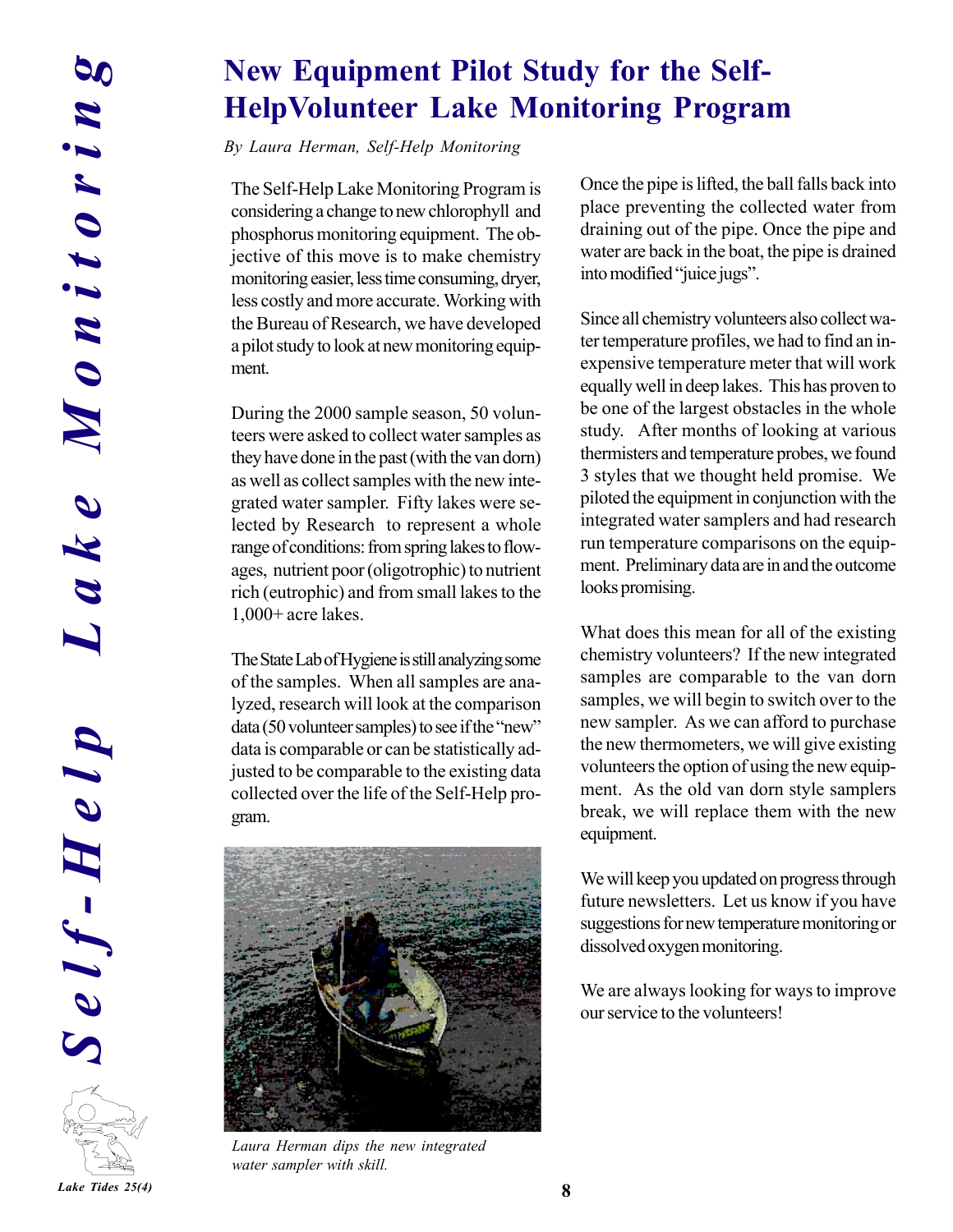# New Equipment Pilot Study for the Self-HelpVolunteer Lake Monitoring Program

*By Laura Herman, Self-Help Monitoring*

The Self-Help Lake Monitoring Program is considering a change to new chlorophyll and phosphorus monitoring equipment. The objective of this move is to make chemistry monitoring easier, less time consuming, dryer, less costly and more accurate. Working with the Bureau of Research, we have developed a pilot study to look at new monitoring equipment.

During the 2000 sample season, 50 volunteers were asked to collect water samples as they have done in the past (with the van dorn) as well as collect samples with the new integrated water sampler. Fifty lakes were selected by Research to represent a whole range of conditions: from spring lakes to flowages, nutrient poor (oligotrophic) to nutrient rich (eutrophic) and from small lakes to the 1,000+ acre lakes.

The State Lab of Hygiene is still analyzing some of the samples. When all samples are analyzed, research will look at the comparison data (50 volunteer samples) to see if the "new" data is comparable or can be statistically adjusted to be comparable to the existing data collected over the life of the Self-Help program.

*Laura Herman dips the new integrated water sampler with skill.*

Once the pipe is lifted, the ball falls back into place preventing the collected water from draining out of the pipe. Once the pipe and water are back in the boat, the pipe is drained into modified "juice jugs".

Since all chemistry volunteers also collect water temperature profiles, we had to find an inexpensive temperature meter that will work equally well in deep lakes. This has proven to be one of the largest obstacles in the whole study. After months of looking at various thermisters and temperature probes, we found 3 styles that we thought held promise. We piloted the equipment in conjunction with the integrated water samplers and had research run temperature comparisons on the equipment. Preliminary data are in and the outcome looks promising.

What does this mean for all of the existing chemistry volunteers? If the new integrated samples are comparable to the van dorn samples, we will begin to switch over to the new sampler. As we can afford to purchase the new thermometers, we will give existing volunteers the option of using the new equipment. As the old van dorn style samplers break, we will replace them with the new equipment.

We will keep you updated on progress through future newsletters. Let us know if you have suggestions for new temperature monitoring or dissolved oxygen monitoring.

We are always looking for ways to improve our service to the volunteers!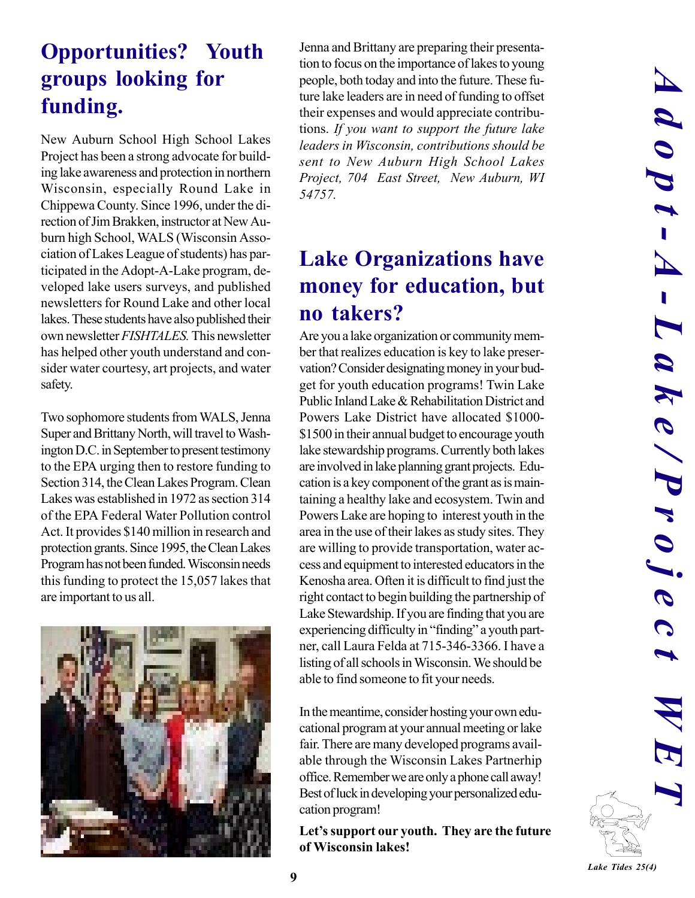## Opportunities? Youth groups looking for funding.

New Auburn School High School Lakes Project has been a strong advocate for building lake awareness and protection in northern Wisconsin, especially Round Lake in Chippewa County. Since 1996, under the direction of Jim Brakken, instructor at New Auburn high School, WALS (Wisconsin Association of Lakes League of students) has participated in the Adopt-A-Lake program, developed lake users surveys, and published newsletters for Round Lake and other local lakes. These students have also published their own newsletter *FISHTALES.* This newsletter has helped other youth understand and consider water courtesy, art projects, and water safety.

Two sophomore students from WALS, Jenna Super and Brittany North, will travel to Washington D.C. in September to present testimony to the EPA urging then to restore funding to Section 314, the Clean Lakes Program. Clean Lakes was established in 1972 as section 314 of the EPA Federal Water Pollution control Act. It provides $140 million in research and protection grants. Since 1995, the Clean Lakes Program has not been funded. Wisconsin needs this funding to protect the 15,057 lakes that are important to us all.

Jenna and Brittany are preparing their presentation to focus on the importance of lakes to young people, both today and into the future. These future lake leaders are in need of funding to offset their expenses and would appreciate contributions. *If you want to support the future lake leaders in Wisconsin, contributions should be sent to New Auburn High School Lakes Project, 704 East Street, New Auburn, WI 54757.*

## Lake Organizations have money for education, but no takers?

Are you a lake organization or community member that realizes education is key to lake preservation? Consider designating money in your budget for youth education programs! Twin Lake Public Inland Lake & Rehabilitation District and Powers Lake District have allocated $1000-$1500 in their annual budget to encourage youth lake stewardship programs. Currently both lakes are involved in lake planning grant projects. Education is a key component of the grant as is maintaining a healthy lake and ecosystem. Twin and Powers Lake are hoping to interest youth in the area in the use of their lakes as study sites. They are willing to provide transportation, water access and equipment to interested educators in the Kenosha area. Often it is difficult to find just the right contact to begin building the partnership of Lake Stewardship. If you are finding that you are experiencing difficulty in "finding" a youth partner, call Laura Felda at 715-346-3366. I have a listing of all schools in Wisconsin. We should be able to find someone to fit your needs.

In the meantime, consider hosting your own educational program at your annual meeting or lake fair. There are many developed programs available through the Wisconsin Lakes Partnerhip office. Remember we are only a phone call away! Best of luck in developing your personalized education program!

**Let's support our youth. They are the future of Wisconsin lakes!**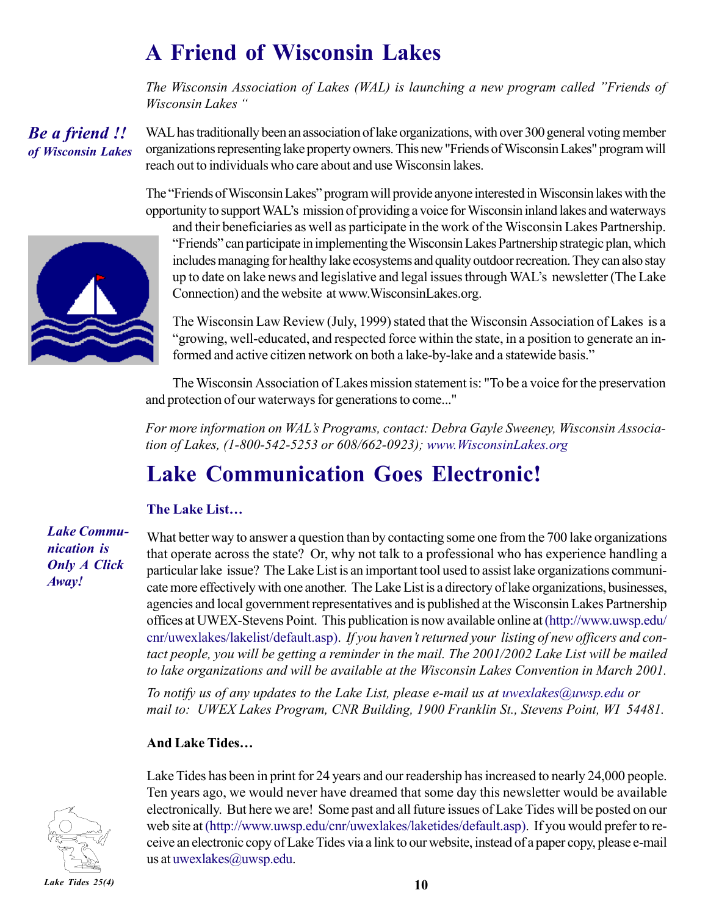# A Friend of Wisconsin Lakes

*The Wisconsin Association of Lakes (WAL) is launching a new program called "Friends of Wisconsin Lakes "*

***Be a friend !! of Wisconsin Lakes***

WAL has traditionally been an association of lake organizations, with over 300 general voting member organizations representing lake property owners. This new "Friends of Wisconsin Lakes" program will reach out to individuals who care about and use Wisconsin lakes.

The "Friends of Wisconsin Lakes" program will provide anyone interested in Wisconsin lakes with the opportunity to support WAL's mission of providing a voice for Wisconsin inland lakes and waterways and their beneficiaries as well as participate in the work of the Wisconsin Lakes Partnership. "Friends" can participate in implementing the Wisconsin Lakes Partnership strategic plan, which includes managing for healthy lake ecosystems and quality outdoor recreation. They can also stay up to date on lake news and legislative and legal issues through WAL's newsletter (The Lake Connection) and the website at www.WisconsinLakes.org.

The Wisconsin Law Review (July, 1999) stated that the Wisconsin Association of Lakes is a "growing, well-educated, and respected force within the state, in a position to generate an informed and active citizen network on both a lake-by-lake and a statewide basis."

The Wisconsin Association of Lakes mission statement is: "To be a voice for the preservation and protection of our waterways for generations to come..."

*For more information on WAL's Programs, contact: Debra Gayle Sweeney, Wisconsin Association of Lakes, (1-800-542-5253 or 608/662-0923); www.WisconsinLakes.org*

# Lake Communication Goes Electronic!

### The Lake List…

***Lake Communication is Only A Click Away!***

What better way to answer a question than by contacting some one from the 700 lake organizations that operate across the state? Or, why not talk to a professional who has experience handling a particular lake issue? The Lake List is an important tool used to assist lake organizations communicate more effectively with one another. The Lake List is a directory of lake organizations, businesses, agencies and local government representatives and is published at the Wisconsin Lakes Partnership offices at UWEX-Stevens Point. This publication is now available online at (http://www.uwsp.edu/cnr/uwexlakes/lakelist/default.asp). *If you haven't returned your listing of new officers and contact people, you will be getting a reminder in the mail. The 2001/2002 Lake List will be mailed to lake organizations and will be available at the Wisconsin Lakes Convention in March 2001.*

*To notify us of any updates to the Lake List, please e-mail us at uwexlakes@uwsp.edu or mail to: UWEX Lakes Program, CNR Building, 1900 Franklin St., Stevens Point, WI 54481.*

### And Lake Tides…

Lake Tides has been in print for 24 years and our readership has increased to nearly 24,000 people. Ten years ago, we would never have dreamed that some day this newsletter would be available electronically. But here we are! Some past and all future issues of Lake Tides will be posted on our web site at (http://www.uwsp.edu/cnr/uwexlakes/laketides/default.asp). If you would prefer to receive an electronic copy of Lake Tides via a link to our website, instead of a paper copy, please e-mail us at uwexlakes@uwsp.edu.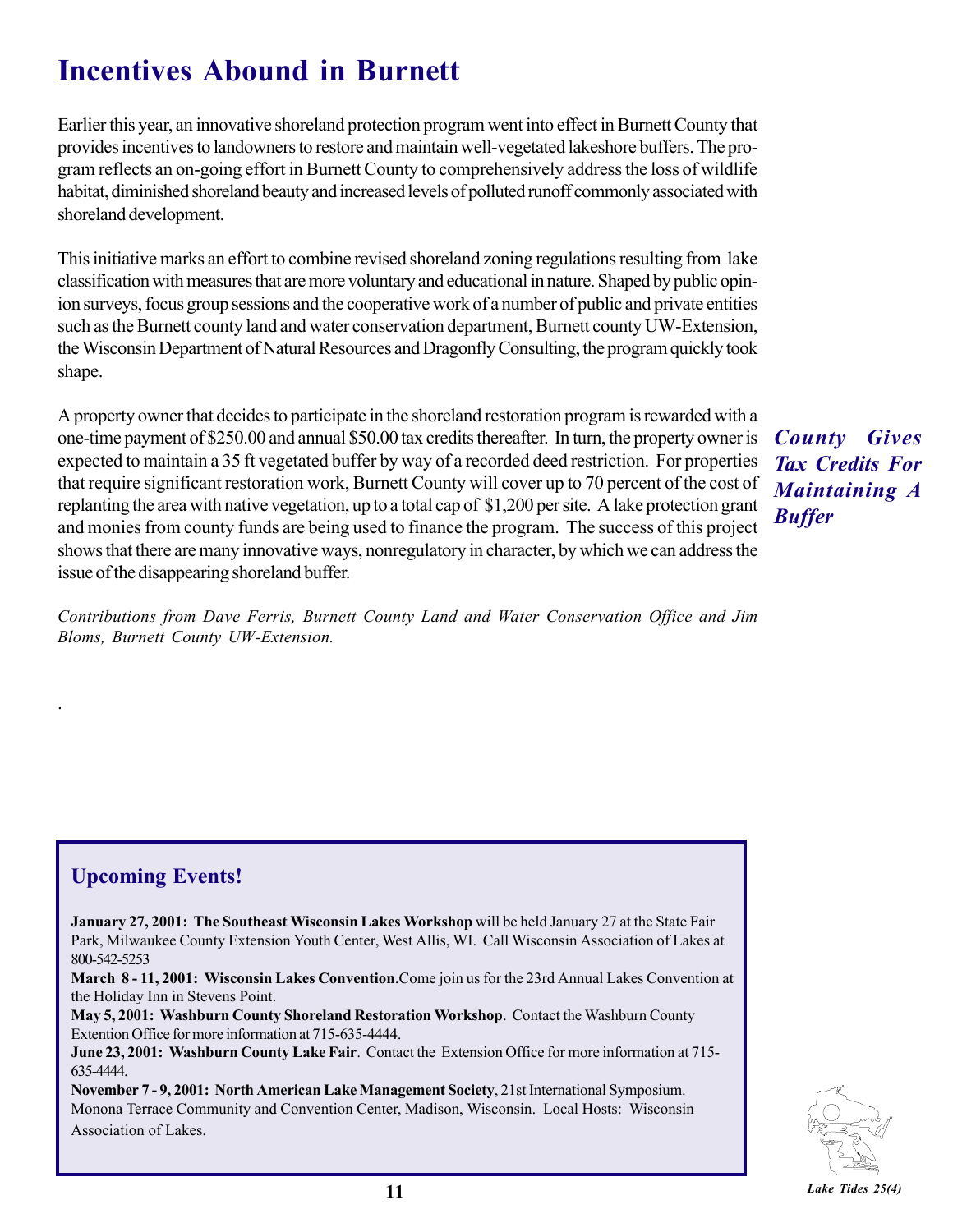# Incentives Abound in Burnett

Earlier this year, an innovative shoreland protection program went into effect in Burnett County that provides incentives to landowners to restore and maintain well-vegetated lakeshore buffers. The program reflects an on-going effort in Burnett County to comprehensively address the loss of wildlife habitat, diminished shoreland beauty and increased levels of polluted runoff commonly associated with shoreland development.

This initiative marks an effort to combine revised shoreland zoning regulations resulting from lake classification with measures that are more voluntary and educational in nature. Shaped by public opinion surveys, focus group sessions and the cooperative work of a number of public and private entities such as the Burnett county land and water conservation department, Burnett county UW-Extension, the Wisconsin Department of Natural Resources and Dragonfly Consulting, the program quickly took shape.

***County Gives Tax Credits For Maintaining A Buffer***

A property owner that decides to participate in the shoreland restoration program is rewarded with a one-time payment of $250.00 and annual $50.00 tax credits thereafter. In turn, the property owner is expected to maintain a 35 ft vegetated buffer by way of a recorded deed restriction. For properties that require significant restoration work, Burnett County will cover up to 70 percent of the cost of replanting the area with native vegetation, up to a total cap of $1,200 per site. A lake protection grant and monies from county funds are being used to finance the program. The success of this project shows that there are many innovative ways, nonregulatory in character, by which we can address the issue of the disappearing shoreland buffer.

*Contributions from Dave Ferris, Burnett County Land and Water Conservation Office and Jim Bloms, Burnett County UW-Extension.*

## Upcoming Events!

**January 27, 2001: The Southeast Wisconsin Lakes Workshop** will be held January 27 at the State Fair Park, Milwaukee County Extension Youth Center, West Allis, WI. Call Wisconsin Association of Lakes at 800-542-5253

**March 8 - 11, 2001: Wisconsin Lakes Convention**.Come join us for the 23rd Annual Lakes Convention at the Holiday Inn in Stevens Point.

**May 5, 2001: Washburn County Shoreland Restoration Workshop**. Contact the Washburn County Extention Office for more information at 715-635-4444.

**June 23, 2001: Washburn County Lake Fair**. Contact the Extension Office for more information at 715-635-4444.

**November 7 - 9, 2001: North American Lake Management Society**, 21st International Symposium. Monona Terrace Community and Convention Center, Madison, Wisconsin. Local Hosts: Wisconsin Association of Lakes.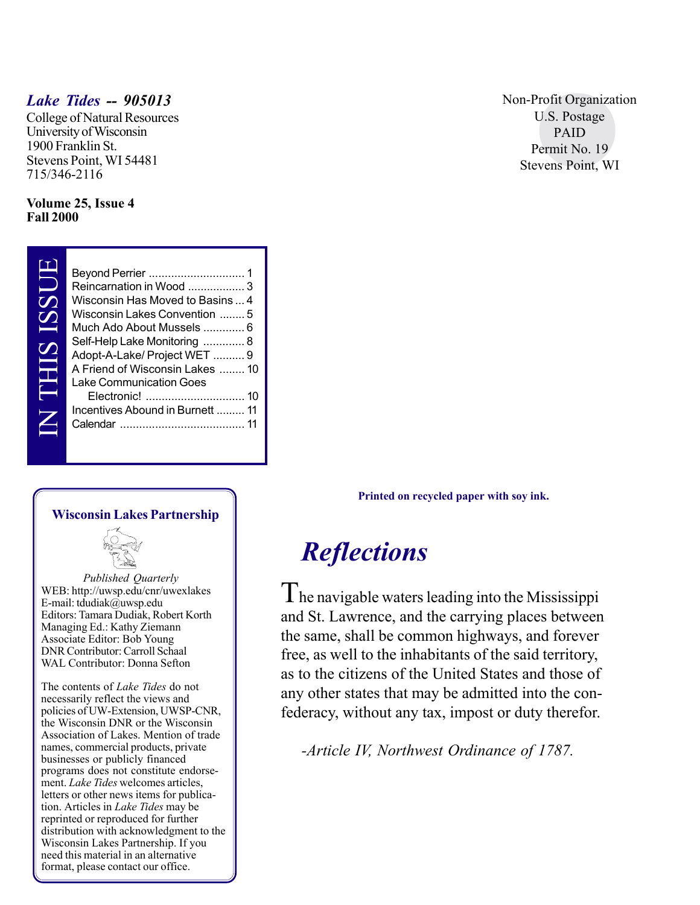***Lake Tides -- 905013***
College of Natural Resources
University of Wisconsin
1900 Franklin St.
Stevens Point, WI 54481
715/346-2116

**Volume 25, Issue 4**
**Fall 2000**

Non-Profit Organization
U.S. Postage
PAID
Permit No. 19
Stevens Point, WI

## IN THIS ISSUE

- Beyond Perrier .............................. 1
- Reincarnation in Wood .................. 3
- Wisconsin Has Moved to Basins ... 4
- Wisconsin Lakes Convention ........ 5
- Much Ado About Mussels ............. 6
- Self-Help Lake Monitoring ............. 8
- Adopt-A-Lake/ Project WET .......... 9
- A Friend of Wisconsin Lakes ........ 10
- Lake Communication Goes Electronic! ............................... 10
- Incentives Abound in Burnett ......... 11
- Calendar ....................................... 11

**Wisconsin Lakes Partnership**

*Published Quarterly*
WEB: http://uwsp.edu/cnr/uwexlakes
E-mail: tdudiak@uwsp.edu
Editors: Tamara Dudiak, Robert Korth
Managing Ed.: Kathy Ziemann
Associate Editor: Bob Young
DNR Contributor: Carroll Schaal
WAL Contributor: Donna Sefton

The contents of *Lake Tides* do not necessarily reflect the views and policies of UW-Extension, UWSP-CNR, the Wisconsin DNR or the Wisconsin Association of Lakes. Mention of trade names, commercial products, private businesses or publicly financed programs does not constitute endorsement. *Lake Tides* welcomes articles, letters or other news items for publication. Articles in *Lake Tides* may be reprinted or reproduced for further distribution with acknowledgment to the Wisconsin Lakes Partnership. If you need this material in an alternative format, please contact our office.

**Printed on recycled paper with soy ink.**

# *Reflections*

The navigable waters leading into the Mississippi and St. Lawrence, and the carrying places between the same, shall be common highways, and forever free, as well to the inhabitants of the said territory, as to the citizens of the United States and those of any other states that may be admitted into the confederacy, without any tax, impost or duty therefor.

*-Article IV, Northwest Ordinance of 1787.*